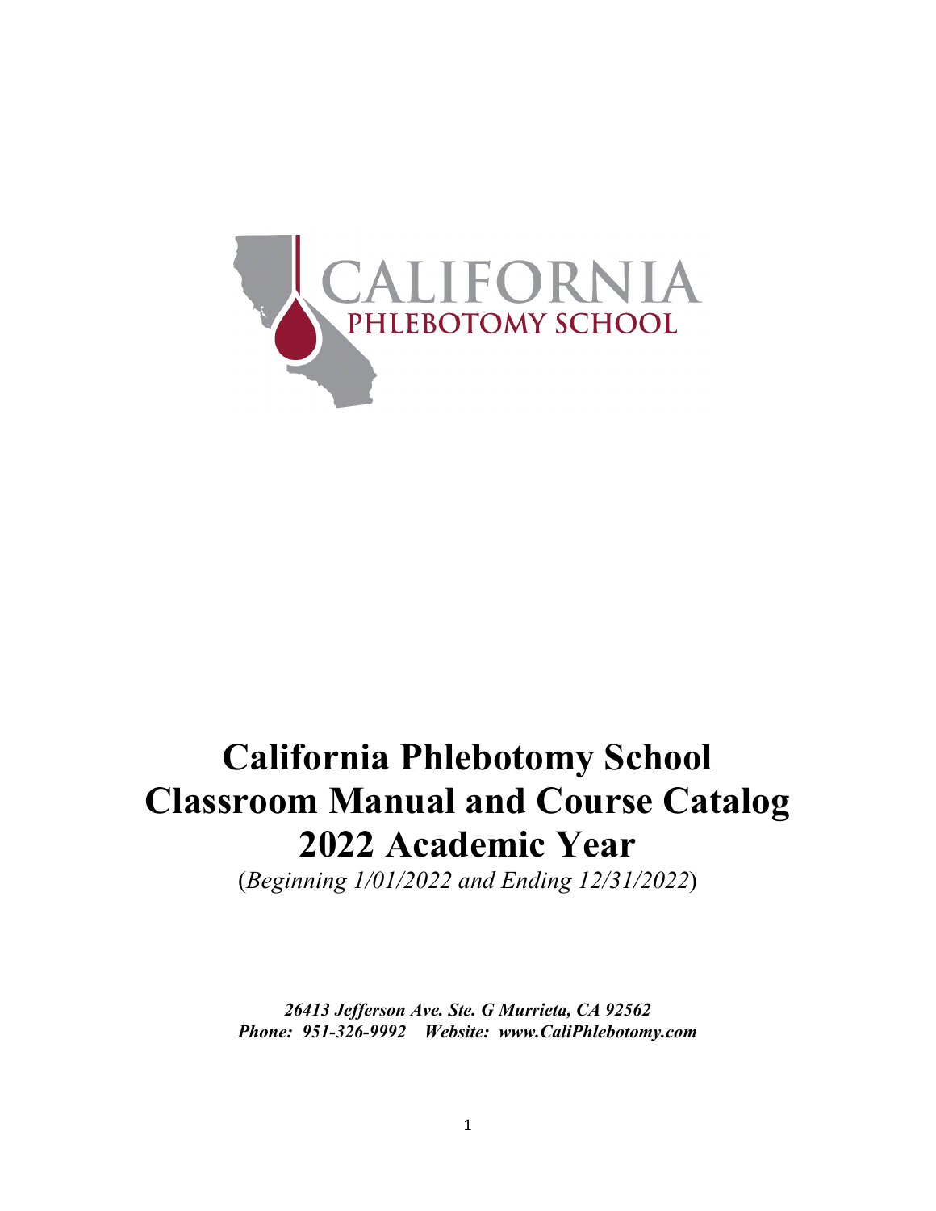CALIFORNIA
PHLEBOTOMY SCHOOL

# California Phlebotomy School Classroom Manual and Course Catalog 2022 Academic Year

(*Beginning 1/01/2022 and Ending 12/31/2022*)

***26413 Jefferson Ave. Ste. G Murrieta, CA 92562***
***Phone: 951-326-9992 Website: www.CaliPhlebotomy.com***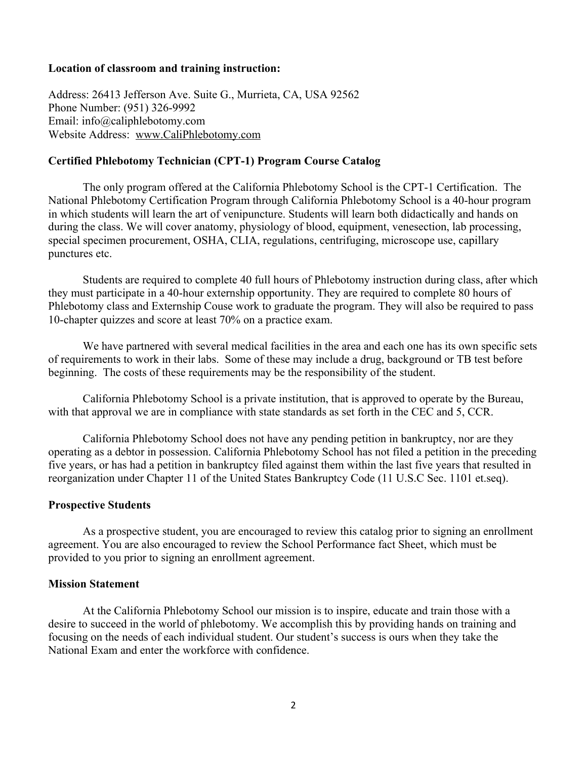**Location of classroom and training instruction:**

Address: 26413 Jefferson Ave. Suite G., Murrieta, CA, USA 92562
Phone Number: (951) 326-9992
Email: info@caliphlebotomy.com
Website Address: www.CaliPhlebotomy.com

**Certified Phlebotomy Technician (CPT-1) Program Course Catalog**

The only program offered at the California Phlebotomy School is the CPT-1 Certification. The National Phlebotomy Certification Program through California Phlebotomy School is a 40-hour program in which students will learn the art of venipuncture. Students will learn both didactically and hands on during the class. We will cover anatomy, physiology of blood, equipment, venesection, lab processing, special specimen procurement, OSHA, CLIA, regulations, centrifuging, microscope use, capillary punctures etc.

Students are required to complete 40 full hours of Phlebotomy instruction during class, after which they must participate in a 40-hour externship opportunity. They are required to complete 80 hours of Phlebotomy class and Externship Couse work to graduate the program. They will also be required to pass 10-chapter quizzes and score at least 70% on a practice exam.

We have partnered with several medical facilities in the area and each one has its own specific sets of requirements to work in their labs. Some of these may include a drug, background or TB test before beginning. The costs of these requirements may be the responsibility of the student.

California Phlebotomy School is a private institution, that is approved to operate by the Bureau, with that approval we are in compliance with state standards as set forth in the CEC and 5, CCR.

California Phlebotomy School does not have any pending petition in bankruptcy, nor are they operating as a debtor in possession. California Phlebotomy School has not filed a petition in the preceding five years, or has had a petition in bankruptcy filed against them within the last five years that resulted in reorganization under Chapter 11 of the United States Bankruptcy Code (11 U.S.C Sec. 1101 et.seq).

**Prospective Students**

As a prospective student, you are encouraged to review this catalog prior to signing an enrollment agreement. You are also encouraged to review the School Performance fact Sheet, which must be provided to you prior to signing an enrollment agreement.

**Mission Statement**

At the California Phlebotomy School our mission is to inspire, educate and train those with a desire to succeed in the world of phlebotomy. We accomplish this by providing hands on training and focusing on the needs of each individual student. Our student's success is ours when they take the National Exam and enter the workforce with confidence.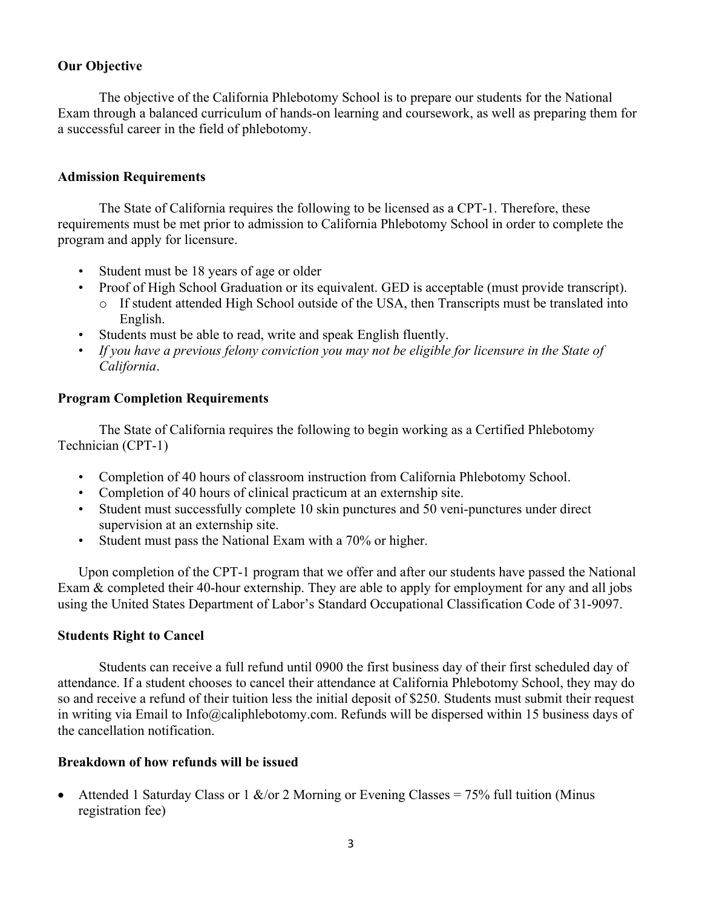**Our Objective**

The objective of the California Phlebotomy School is to prepare our students for the National Exam through a balanced curriculum of hands-on learning and coursework, as well as preparing them for a successful career in the field of phlebotomy.

**Admission Requirements**

The State of California requires the following to be licensed as a CPT-1. Therefore, these requirements must be met prior to admission to California Phlebotomy School in order to complete the program and apply for licensure.

- Student must be 18 years of age or older
- Proof of High School Graduation or its equivalent. GED is acceptable (must provide transcript).
  - If student attended High School outside of the USA, then Transcripts must be translated into English.
- Students must be able to read, write and speak English fluently.
- *If you have a previous felony conviction you may not be eligible for licensure in the State of California*.

**Program Completion Requirements**

The State of California requires the following to begin working as a Certified Phlebotomy Technician (CPT-1)

- Completion of 40 hours of classroom instruction from California Phlebotomy School.
- Completion of 40 hours of clinical practicum at an externship site.
- Student must successfully complete 10 skin punctures and 50 veni-punctures under direct supervision at an externship site.
- Student must pass the National Exam with a 70% or higher.

Upon completion of the CPT-1 program that we offer and after our students have passed the National Exam & completed their 40-hour externship. They are able to apply for employment for any and all jobs using the United States Department of Labor's Standard Occupational Classification Code of 31-9097.

**Students Right to Cancel**

Students can receive a full refund until 0900 the first business day of their first scheduled day of attendance. If a student chooses to cancel their attendance at California Phlebotomy School, they may do so and receive a refund of their tuition less the initial deposit of $250. Students must submit their request in writing via Email to Info@caliphlebotomy.com. Refunds will be dispersed within 15 business days of the cancellation notification.

**Breakdown of how refunds will be issued**

- Attended 1 Saturday Class or 1 &/or 2 Morning or Evening Classes = 75% full tuition (Minus registration fee)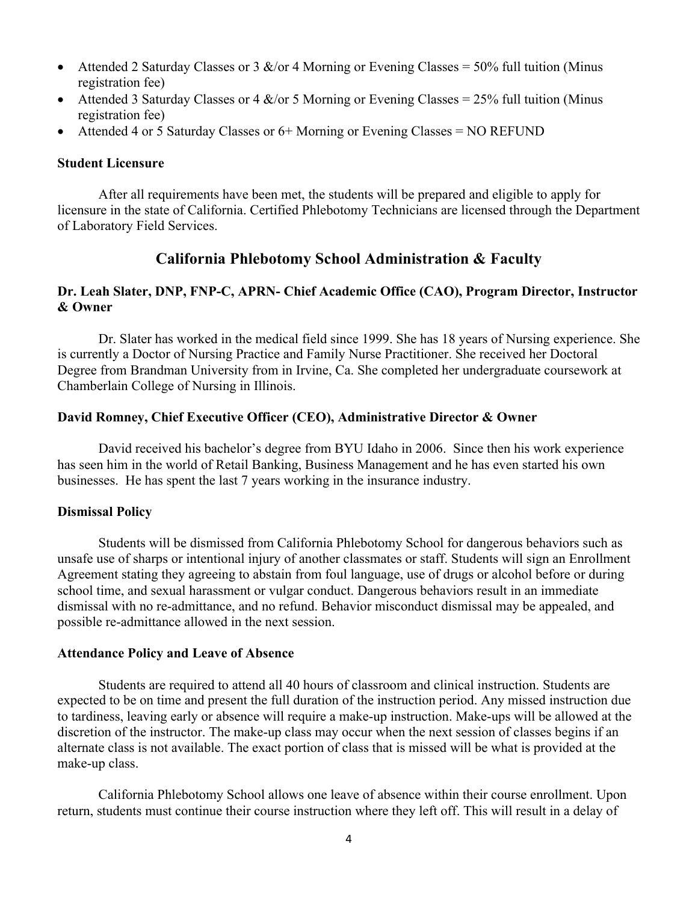- Attended 2 Saturday Classes or 3 &/or 4 Morning or Evening Classes = 50% full tuition (Minus registration fee)
- Attended 3 Saturday Classes or 4 &/or 5 Morning or Evening Classes = 25% full tuition (Minus registration fee)
- Attended 4 or 5 Saturday Classes or 6+ Morning or Evening Classes = NO REFUND

**Student Licensure**

After all requirements have been met, the students will be prepared and eligible to apply for licensure in the state of California. Certified Phlebotomy Technicians are licensed through the Department of Laboratory Field Services.

## California Phlebotomy School Administration & Faculty

**Dr. Leah Slater, DNP, FNP-C, APRN- Chief Academic Office (CAO), Program Director, Instructor & Owner**

Dr. Slater has worked in the medical field since 1999. She has 18 years of Nursing experience. She is currently a Doctor of Nursing Practice and Family Nurse Practitioner. She received her Doctoral Degree from Brandman University from in Irvine, Ca. She completed her undergraduate coursework at Chamberlain College of Nursing in Illinois.

**David Romney, Chief Executive Officer (CEO), Administrative Director & Owner**

David received his bachelor's degree from BYU Idaho in 2006. Since then his work experience has seen him in the world of Retail Banking, Business Management and he has even started his own businesses. He has spent the last 7 years working in the insurance industry.

**Dismissal Policy**

Students will be dismissed from California Phlebotomy School for dangerous behaviors such as unsafe use of sharps or intentional injury of another classmates or staff. Students will sign an Enrollment Agreement stating they agreeing to abstain from foul language, use of drugs or alcohol before or during school time, and sexual harassment or vulgar conduct. Dangerous behaviors result in an immediate dismissal with no re-admittance, and no refund. Behavior misconduct dismissal may be appealed, and possible re-admittance allowed in the next session.

**Attendance Policy and Leave of Absence**

Students are required to attend all 40 hours of classroom and clinical instruction. Students are expected to be on time and present the full duration of the instruction period. Any missed instruction due to tardiness, leaving early or absence will require a make-up instruction. Make-ups will be allowed at the discretion of the instructor. The make-up class may occur when the next session of classes begins if an alternate class is not available. The exact portion of class that is missed will be what is provided at the make-up class.

California Phlebotomy School allows one leave of absence within their course enrollment. Upon return, students must continue their course instruction where they left off. This will result in a delay of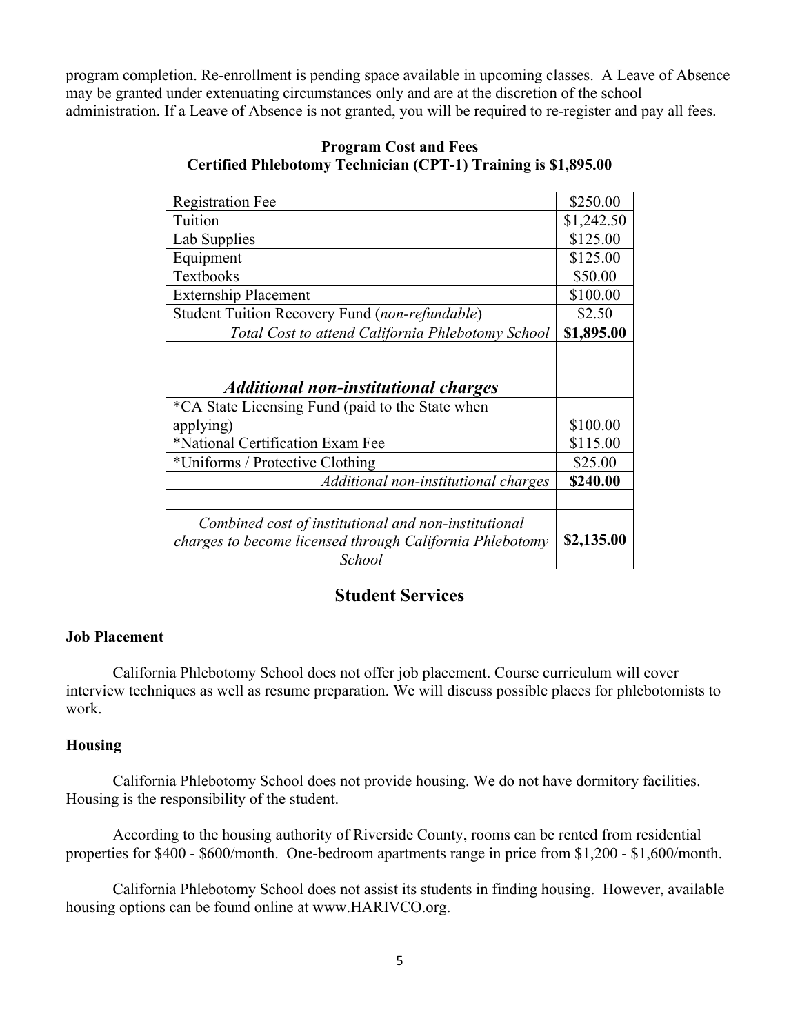program completion. Re-enrollment is pending space available in upcoming classes. A Leave of Absence may be granted under extenuating circumstances only and are at the discretion of the school administration. If a Leave of Absence is not granted, you will be required to re-register and pay all fees.

**Program Cost and Fees**
**Certified Phlebotomy Technician (CPT-1) Training is $1,895.00**

| Item | Cost |
|---|---|
| Registration Fee | $250.00 |
| Tuition | $1,242.50 |
| Lab Supplies | $125.00 |
| Equipment | $125.00 |
| Textbooks | $50.00 |
| Externship Placement | $100.00 |
| Student Tuition Recovery Fund (*non-refundable*) | $2.50 |
| *Total Cost to attend California Phlebotomy School* | **$1,895.00** |
| ***Additional non-institutional charges*** | |
| *CA State Licensing Fund (paid to the State when applying) | $100.00 |
| *National Certification Exam Fee | $115.00 |
| *Uniforms / Protective Clothing | $25.00 |
| *Additional non-institutional charges* | **$240.00** |
| | |
| *Combined cost of institutional and non-institutional charges to become licensed through California Phlebotomy School* | **$2,135.00** |

## Student Services

### Job Placement

California Phlebotomy School does not offer job placement. Course curriculum will cover interview techniques as well as resume preparation. We will discuss possible places for phlebotomists to work.

### Housing

California Phlebotomy School does not provide housing. We do not have dormitory facilities. Housing is the responsibility of the student.

According to the housing authority of Riverside County, rooms can be rented from residential properties for $400 - $600/month. One-bedroom apartments range in price from $1,200 - $1,600/month.

California Phlebotomy School does not assist its students in finding housing. However, available housing options can be found online at www.HARIVCO.org.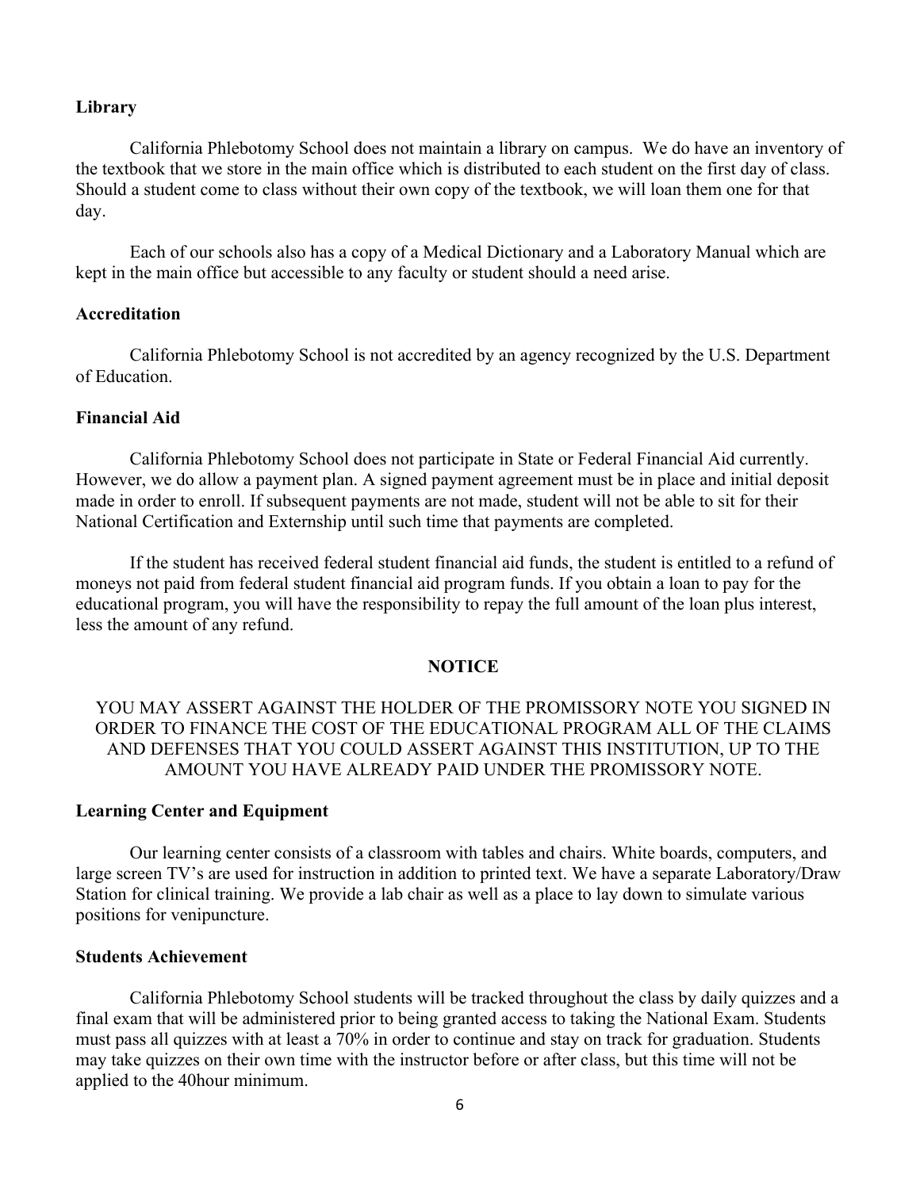**Library**

California Phlebotomy School does not maintain a library on campus. We do have an inventory of the textbook that we store in the main office which is distributed to each student on the first day of class. Should a student come to class without their own copy of the textbook, we will loan them one for that day.

Each of our schools also has a copy of a Medical Dictionary and a Laboratory Manual which are kept in the main office but accessible to any faculty or student should a need arise.

**Accreditation**

California Phlebotomy School is not accredited by an agency recognized by the U.S. Department of Education.

**Financial Aid**

California Phlebotomy School does not participate in State or Federal Financial Aid currently. However, we do allow a payment plan. A signed payment agreement must be in place and initial deposit made in order to enroll. If subsequent payments are not made, student will not be able to sit for their National Certification and Externship until such time that payments are completed.

If the student has received federal student financial aid funds, the student is entitled to a refund of moneys not paid from federal student financial aid program funds. If you obtain a loan to pay for the educational program, you will have the responsibility to repay the full amount of the loan plus interest, less the amount of any refund.

**NOTICE**

YOU MAY ASSERT AGAINST THE HOLDER OF THE PROMISSORY NOTE YOU SIGNED IN ORDER TO FINANCE THE COST OF THE EDUCATIONAL PROGRAM ALL OF THE CLAIMS AND DEFENSES THAT YOU COULD ASSERT AGAINST THIS INSTITUTION, UP TO THE AMOUNT YOU HAVE ALREADY PAID UNDER THE PROMISSORY NOTE.

**Learning Center and Equipment**

Our learning center consists of a classroom with tables and chairs. White boards, computers, and large screen TV's are used for instruction in addition to printed text. We have a separate Laboratory/Draw Station for clinical training. We provide a lab chair as well as a place to lay down to simulate various positions for venipuncture.

**Students Achievement**

California Phlebotomy School students will be tracked throughout the class by daily quizzes and a final exam that will be administered prior to being granted access to taking the National Exam. Students must pass all quizzes with at least a 70% in order to continue and stay on track for graduation. Students may take quizzes on their own time with the instructor before or after class, but this time will not be applied to the 40hour minimum.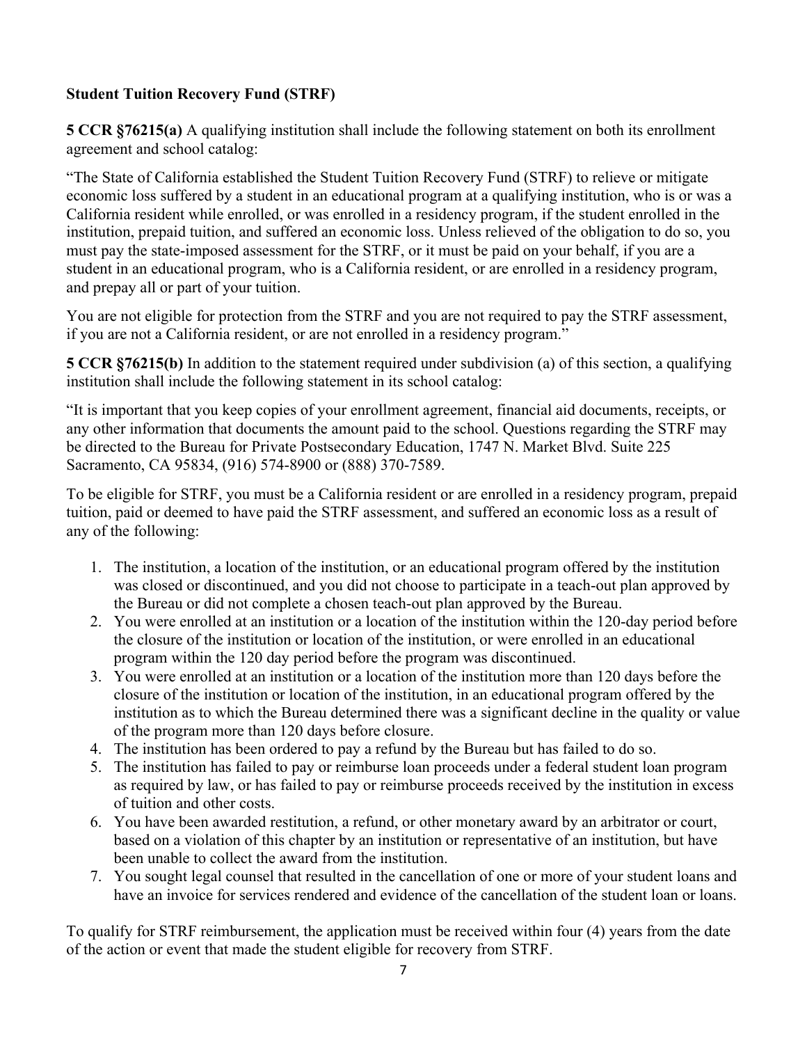**Student Tuition Recovery Fund (STRF)**

**5 CCR §76215(a)** A qualifying institution shall include the following statement on both its enrollment agreement and school catalog:

"The State of California established the Student Tuition Recovery Fund (STRF) to relieve or mitigate economic loss suffered by a student in an educational program at a qualifying institution, who is or was a California resident while enrolled, or was enrolled in a residency program, if the student enrolled in the institution, prepaid tuition, and suffered an economic loss. Unless relieved of the obligation to do so, you must pay the state-imposed assessment for the STRF, or it must be paid on your behalf, if you are a student in an educational program, who is a California resident, or are enrolled in a residency program, and prepay all or part of your tuition.

You are not eligible for protection from the STRF and you are not required to pay the STRF assessment, if you are not a California resident, or are not enrolled in a residency program."

**5 CCR §76215(b)** In addition to the statement required under subdivision (a) of this section, a qualifying institution shall include the following statement in its school catalog:

"It is important that you keep copies of your enrollment agreement, financial aid documents, receipts, or any other information that documents the amount paid to the school. Questions regarding the STRF may be directed to the Bureau for Private Postsecondary Education, 1747 N. Market Blvd. Suite 225 Sacramento, CA 95834, (916) 574-8900 or (888) 370-7589.

To be eligible for STRF, you must be a California resident or are enrolled in a residency program, prepaid tuition, paid or deemed to have paid the STRF assessment, and suffered an economic loss as a result of any of the following:

1. The institution, a location of the institution, or an educational program offered by the institution was closed or discontinued, and you did not choose to participate in a teach-out plan approved by the Bureau or did not complete a chosen teach-out plan approved by the Bureau.
2. You were enrolled at an institution or a location of the institution within the 120-day period before the closure of the institution or location of the institution, or were enrolled in an educational program within the 120 day period before the program was discontinued.
3. You were enrolled at an institution or a location of the institution more than 120 days before the closure of the institution or location of the institution, in an educational program offered by the institution as to which the Bureau determined there was a significant decline in the quality or value of the program more than 120 days before closure.
4. The institution has been ordered to pay a refund by the Bureau but has failed to do so.
5. The institution has failed to pay or reimburse loan proceeds under a federal student loan program as required by law, or has failed to pay or reimburse proceeds received by the institution in excess of tuition and other costs.
6. You have been awarded restitution, a refund, or other monetary award by an arbitrator or court, based on a violation of this chapter by an institution or representative of an institution, but have been unable to collect the award from the institution.
7. You sought legal counsel that resulted in the cancellation of one or more of your student loans and have an invoice for services rendered and evidence of the cancellation of the student loan or loans.

To qualify for STRF reimbursement, the application must be received within four (4) years from the date of the action or event that made the student eligible for recovery from STRF.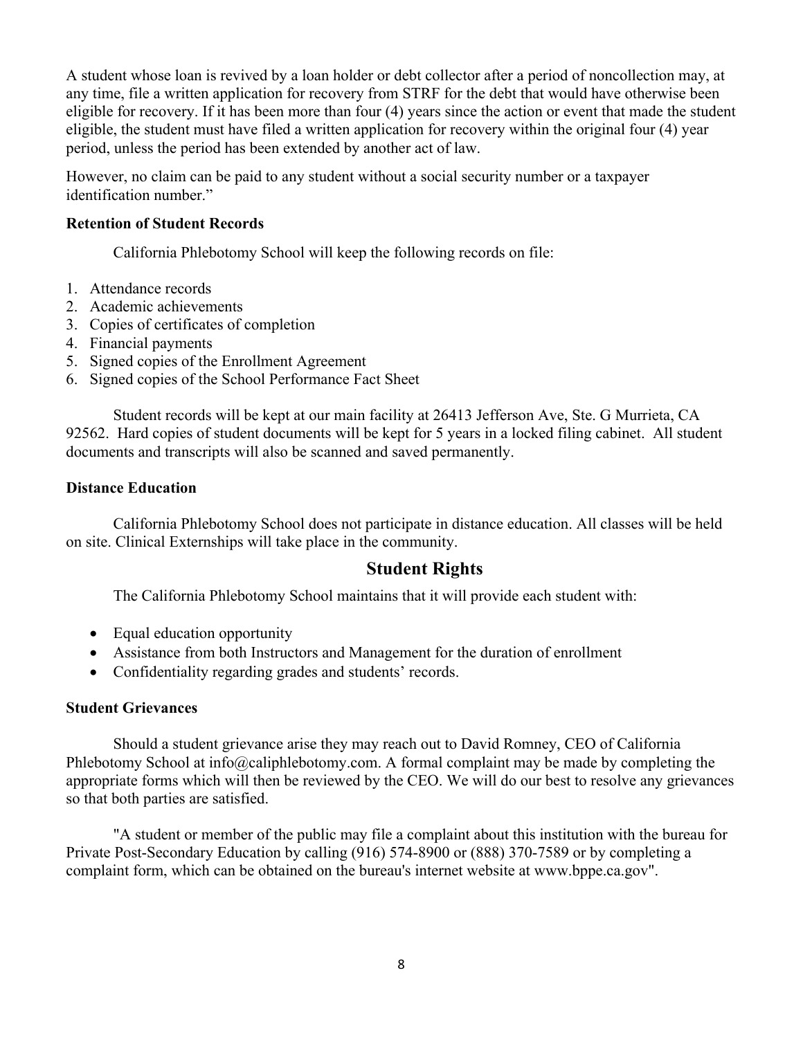A student whose loan is revived by a loan holder or debt collector after a period of noncollection may, at any time, file a written application for recovery from STRF for the debt that would have otherwise been eligible for recovery. If it has been more than four (4) years since the action or event that made the student eligible, the student must have filed a written application for recovery within the original four (4) year period, unless the period has been extended by another act of law.

However, no claim can be paid to any student without a social security number or a taxpayer identification number."

**Retention of Student Records**

California Phlebotomy School will keep the following records on file:

1. Attendance records
2. Academic achievements
3. Copies of certificates of completion
4. Financial payments
5. Signed copies of the Enrollment Agreement
6. Signed copies of the School Performance Fact Sheet

Student records will be kept at our main facility at 26413 Jefferson Ave, Ste. G Murrieta, CA 92562. Hard copies of student documents will be kept for 5 years in a locked filing cabinet. All student documents and transcripts will also be scanned and saved permanently.

**Distance Education**

California Phlebotomy School does not participate in distance education. All classes will be held on site. Clinical Externships will take place in the community.

## Student Rights

The California Phlebotomy School maintains that it will provide each student with:

- Equal education opportunity
- Assistance from both Instructors and Management for the duration of enrollment
- Confidentiality regarding grades and students' records.

**Student Grievances**

Should a student grievance arise they may reach out to David Romney, CEO of California Phlebotomy School at info@caliphlebotomy.com. A formal complaint may be made by completing the appropriate forms which will then be reviewed by the CEO. We will do our best to resolve any grievances so that both parties are satisfied.

"A student or member of the public may file a complaint about this institution with the bureau for Private Post-Secondary Education by calling (916) 574-8900 or (888) 370-7589 or by completing a complaint form, which can be obtained on the bureau's internet website at www.bppe.ca.gov".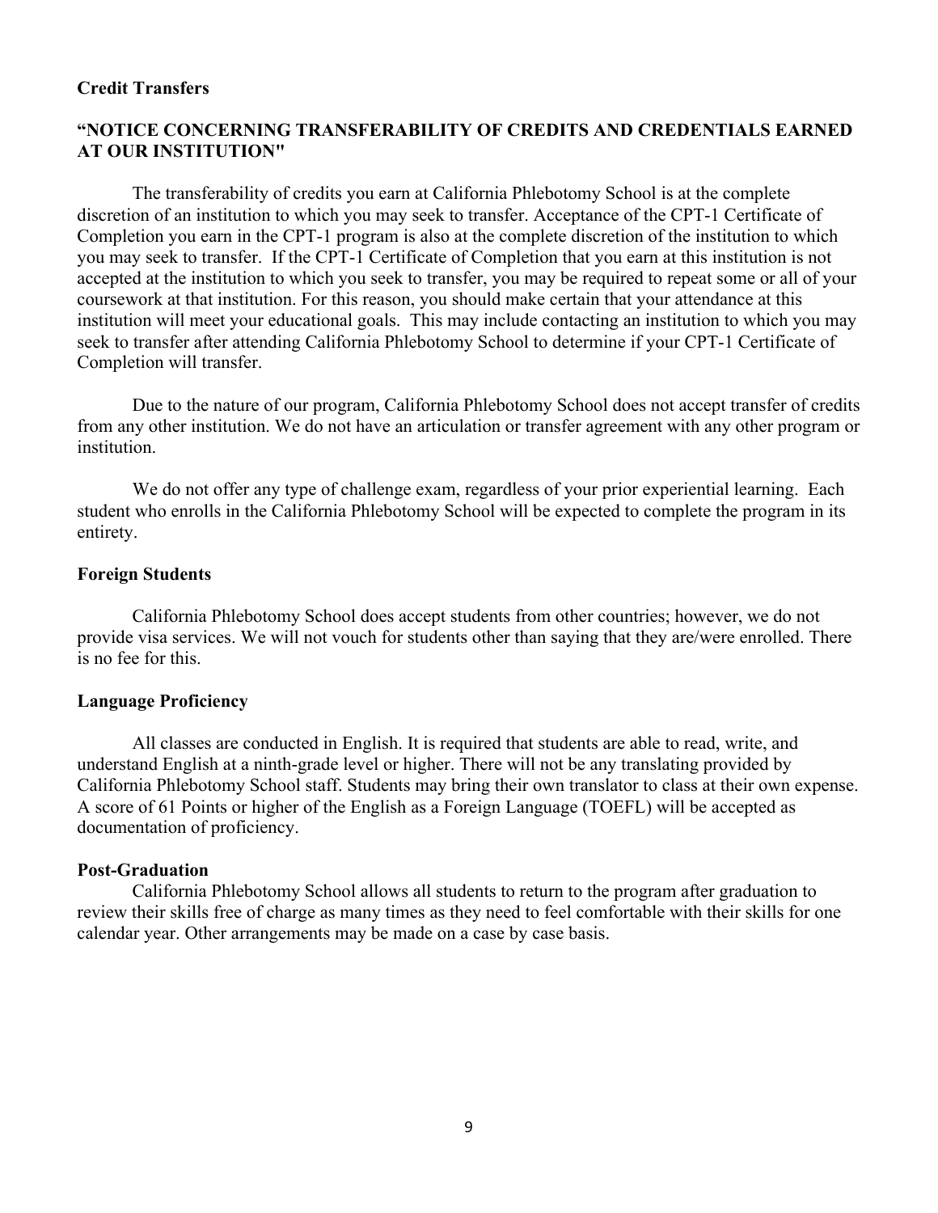## Credit Transfers

### "NOTICE CONCERNING TRANSFERABILITY OF CREDITS AND CREDENTIALS EARNED AT OUR INSTITUTION"

The transferability of credits you earn at California Phlebotomy School is at the complete discretion of an institution to which you may seek to transfer. Acceptance of the CPT-1 Certificate of Completion you earn in the CPT-1 program is also at the complete discretion of the institution to which you may seek to transfer. If the CPT-1 Certificate of Completion that you earn at this institution is not accepted at the institution to which you seek to transfer, you may be required to repeat some or all of your coursework at that institution. For this reason, you should make certain that your attendance at this institution will meet your educational goals. This may include contacting an institution to which you may seek to transfer after attending California Phlebotomy School to determine if your CPT-1 Certificate of Completion will transfer.

Due to the nature of our program, California Phlebotomy School does not accept transfer of credits from any other institution. We do not have an articulation or transfer agreement with any other program or institution.

We do not offer any type of challenge exam, regardless of your prior experiential learning. Each student who enrolls in the California Phlebotomy School will be expected to complete the program in its entirety.

## Foreign Students

California Phlebotomy School does accept students from other countries; however, we do not provide visa services. We will not vouch for students other than saying that they are/were enrolled. There is no fee for this.

## Language Proficiency

All classes are conducted in English. It is required that students are able to read, write, and understand English at a ninth-grade level or higher. There will not be any translating provided by California Phlebotomy School staff. Students may bring their own translator to class at their own expense. A score of 61 Points or higher of the English as a Foreign Language (TOEFL) will be accepted as documentation of proficiency.

## Post-Graduation

California Phlebotomy School allows all students to return to the program after graduation to review their skills free of charge as many times as they need to feel comfortable with their skills for one calendar year. Other arrangements may be made on a case by case basis.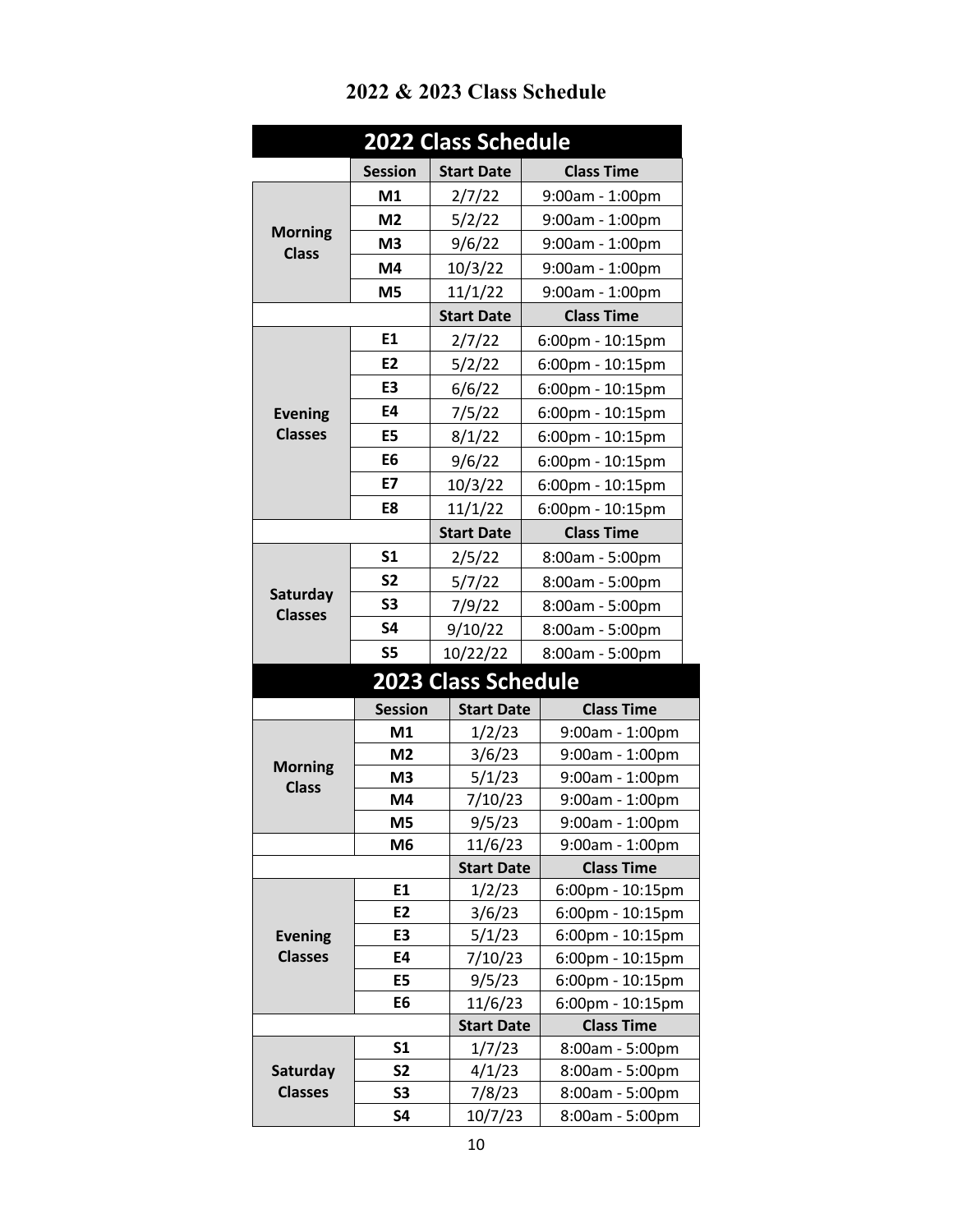# 2022 & 2023 Class Schedule

## 2022 Class Schedule

| | Session | Start Date | Class Time |
|---|---|---|---|
| **Morning Class** | **M1** | 2/7/22 | 9:00am - 1:00pm |
| | **M2** | 5/2/22 | 9:00am - 1:00pm |
| | **M3** | 9/6/22 | 9:00am - 1:00pm |
| | **M4** | 10/3/22 | 9:00am - 1:00pm |
| | **M5** | 11/1/22 | 9:00am - 1:00pm |
| | | **Start Date** | **Class Time** |
| **Evening Classes** | **E1** | 2/7/22 | 6:00pm - 10:15pm |
| | **E2** | 5/2/22 | 6:00pm - 10:15pm |
| | **E3** | 6/6/22 | 6:00pm - 10:15pm |
| | **E4** | 7/5/22 | 6:00pm - 10:15pm |
| | **E5** | 8/1/22 | 6:00pm - 10:15pm |
| | **E6** | 9/6/22 | 6:00pm - 10:15pm |
| | **E7** | 10/3/22 | 6:00pm - 10:15pm |
| | **E8** | 11/1/22 | 6:00pm - 10:15pm |
| | | **Start Date** | **Class Time** |
| **Saturday Classes** | **S1** | 2/5/22 | 8:00am - 5:00pm |
| | **S2** | 5/7/22 | 8:00am - 5:00pm |
| | **S3** | 7/9/22 | 8:00am - 5:00pm |
| | **S4** | 9/10/22 | 8:00am - 5:00pm |
| | **S5** | 10/22/22 | 8:00am - 5:00pm |

## 2023 Class Schedule

| | Session | Start Date | Class Time |
|---|---|---|---|
| **Morning Class** | **M1** | 1/2/23 | 9:00am - 1:00pm |
| | **M2** | 3/6/23 | 9:00am - 1:00pm |
| | **M3** | 5/1/23 | 9:00am - 1:00pm |
| | **M4** | 7/10/23 | 9:00am - 1:00pm |
| | **M5** | 9/5/23 | 9:00am - 1:00pm |
| | **M6** | 11/6/23 | 9:00am - 1:00pm |
| | | **Start Date** | **Class Time** |
| **Evening Classes** | **E1** | 1/2/23 | 6:00pm - 10:15pm |
| | **E2** | 3/6/23 | 6:00pm - 10:15pm |
| | **E3** | 5/1/23 | 6:00pm - 10:15pm |
| | **E4** | 7/10/23 | 6:00pm - 10:15pm |
| | **E5** | 9/5/23 | 6:00pm - 10:15pm |
| | **E6** | 11/6/23 | 6:00pm - 10:15pm |
| | | **Start Date** | **Class Time** |
| **Saturday Classes** | **S1** | 1/7/23 | 8:00am - 5:00pm |
| | **S2** | 4/1/23 | 8:00am - 5:00pm |
| | **S3** | 7/8/23 | 8:00am - 5:00pm |
| | **S4** | 10/7/23 | 8:00am - 5:00pm |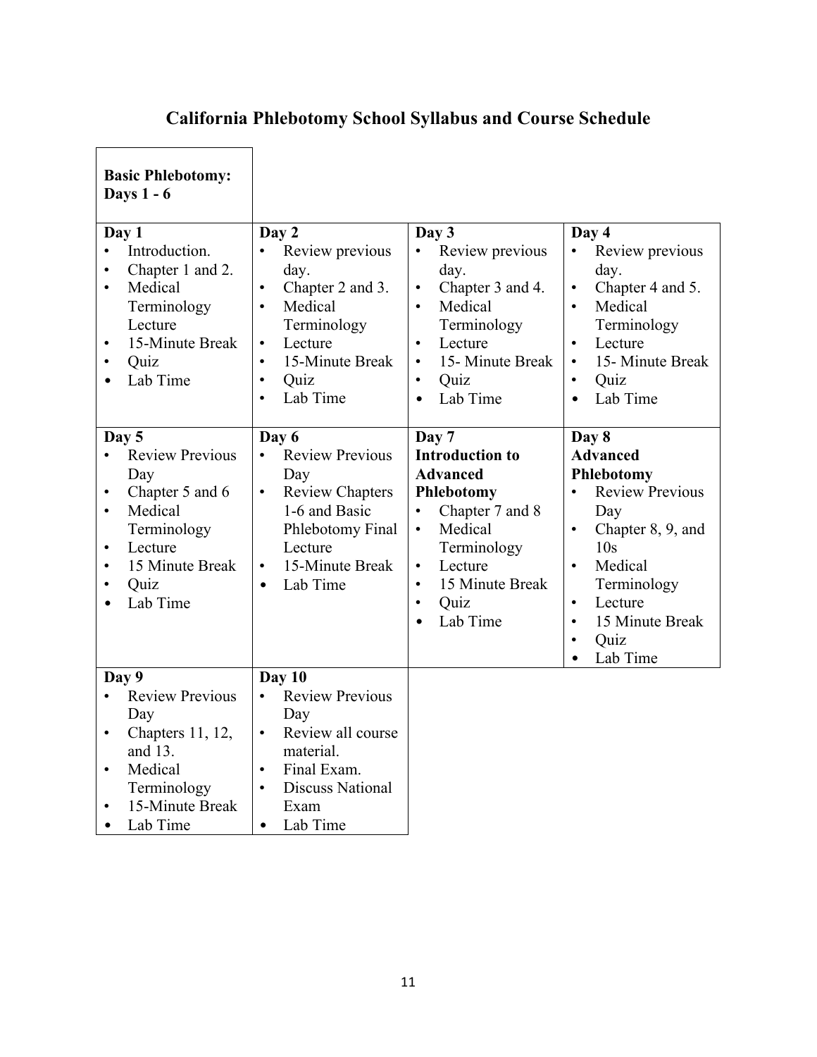# California Phlebotomy School Syllabus and Course Schedule

**Basic Phlebotomy: Days 1 - 6**

| Day 1 | Day 2 | Day 3 | Day 4 |
|---|---|---|---|
| • Introduction.<br>• Chapter 1 and 2.<br>• Medical Terminology Lecture<br>• 15-Minute Break<br>• Quiz<br>• Lab Time | • Review previous day.<br>• Chapter 2 and 3.<br>• Medical Terminology<br>• Lecture<br>• 15-Minute Break<br>• Quiz<br>• Lab Time | • Review previous day.<br>• Chapter 3 and 4.<br>• Medical Terminology<br>• Lecture<br>• 15- Minute Break<br>• Quiz<br>• Lab Time | • Review previous day.<br>• Chapter 4 and 5.<br>• Medical Terminology<br>• Lecture<br>• 15- Minute Break<br>• Quiz<br>• Lab Time |
| **Day 5**<br>• Review Previous Day<br>• Chapter 5 and 6<br>• Medical Terminology<br>• Lecture<br>• 15 Minute Break<br>• Quiz<br>• Lab Time | **Day 6**<br>• Review Previous Day<br>• Review Chapters 1-6 and Basic Phlebotomy Final Lecture<br>• 15-Minute Break<br>• Lab Time | **Day 7**<br>**Introduction to Advanced Phlebotomy**<br>• Chapter 7 and 8<br>• Medical Terminology<br>• Lecture<br>• 15 Minute Break<br>• Quiz<br>• Lab Time | **Day 8**<br>**Advanced Phlebotomy**<br>• Review Previous Day<br>• Chapter 8, 9, and 10s<br>• Medical Terminology<br>• Lecture<br>• 15 Minute Break<br>• Quiz<br>• Lab Time |
| **Day 9**<br>• Review Previous Day<br>• Chapters 11, 12, and 13.<br>• Medical Terminology<br>• 15-Minute Break<br>• Lab Time | **Day 10**<br>• Review Previous Day<br>• Review all course material.<br>• Final Exam.<br>• Discuss National Exam<br>• Lab Time | | |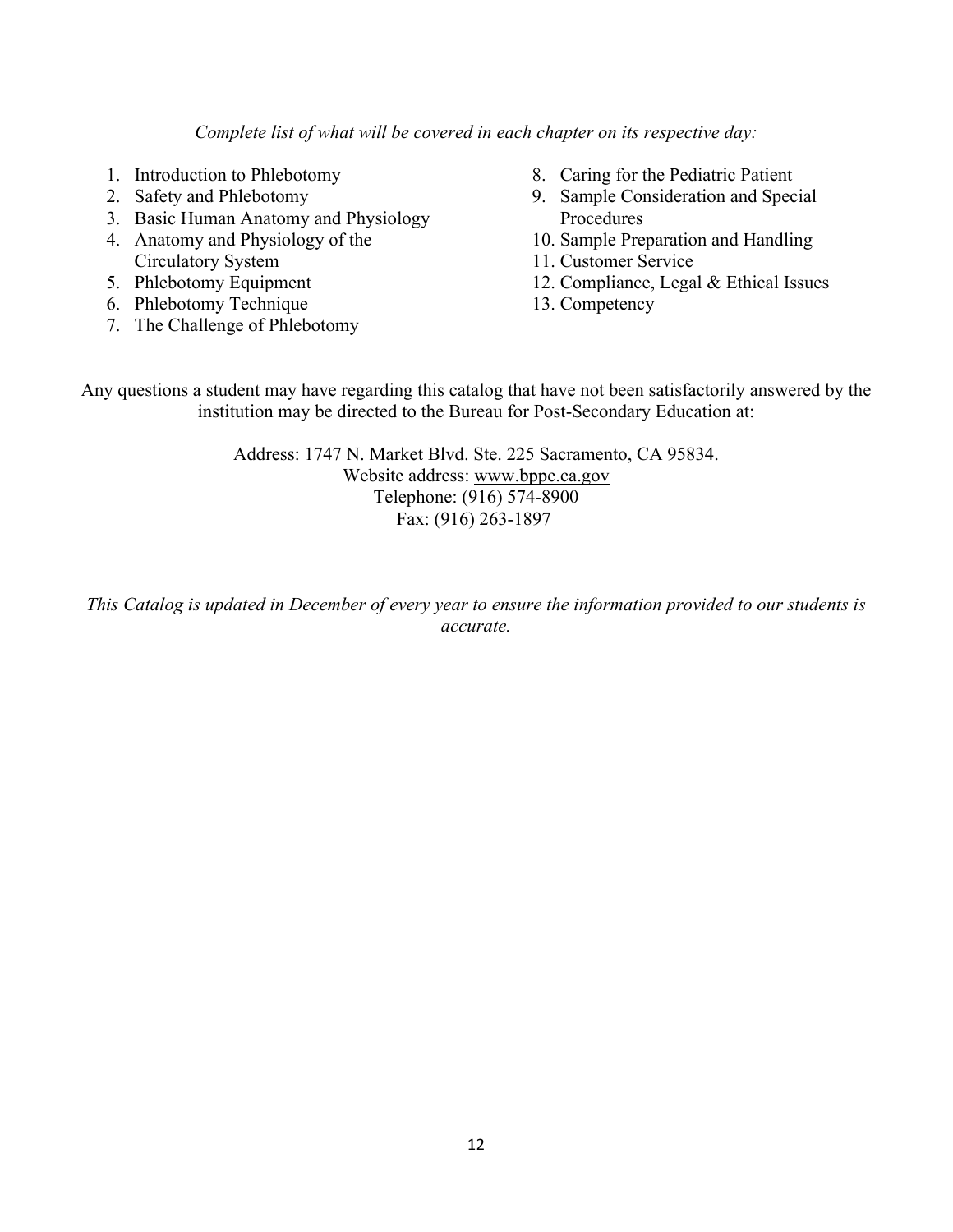*Complete list of what will be covered in each chapter on its respective day:*

1. Introduction to Phlebotomy
2. Safety and Phlebotomy
3. Basic Human Anatomy and Physiology
4. Anatomy and Physiology of the Circulatory System
5. Phlebotomy Equipment
6. Phlebotomy Technique
7. The Challenge of Phlebotomy
8. Caring for the Pediatric Patient
9. Sample Consideration and Special Procedures
10. Sample Preparation and Handling
11. Customer Service
12. Compliance, Legal & Ethical Issues
13. Competency

Any questions a student may have regarding this catalog that have not been satisfactorily answered by the institution may be directed to the Bureau for Post-Secondary Education at:

Address: 1747 N. Market Blvd. Ste. 225 Sacramento, CA 95834.
Website address: www.bppe.ca.gov
Telephone: (916) 574-8900
Fax: (916) 263-1897

*This Catalog is updated in December of every year to ensure the information provided to our students is accurate.*